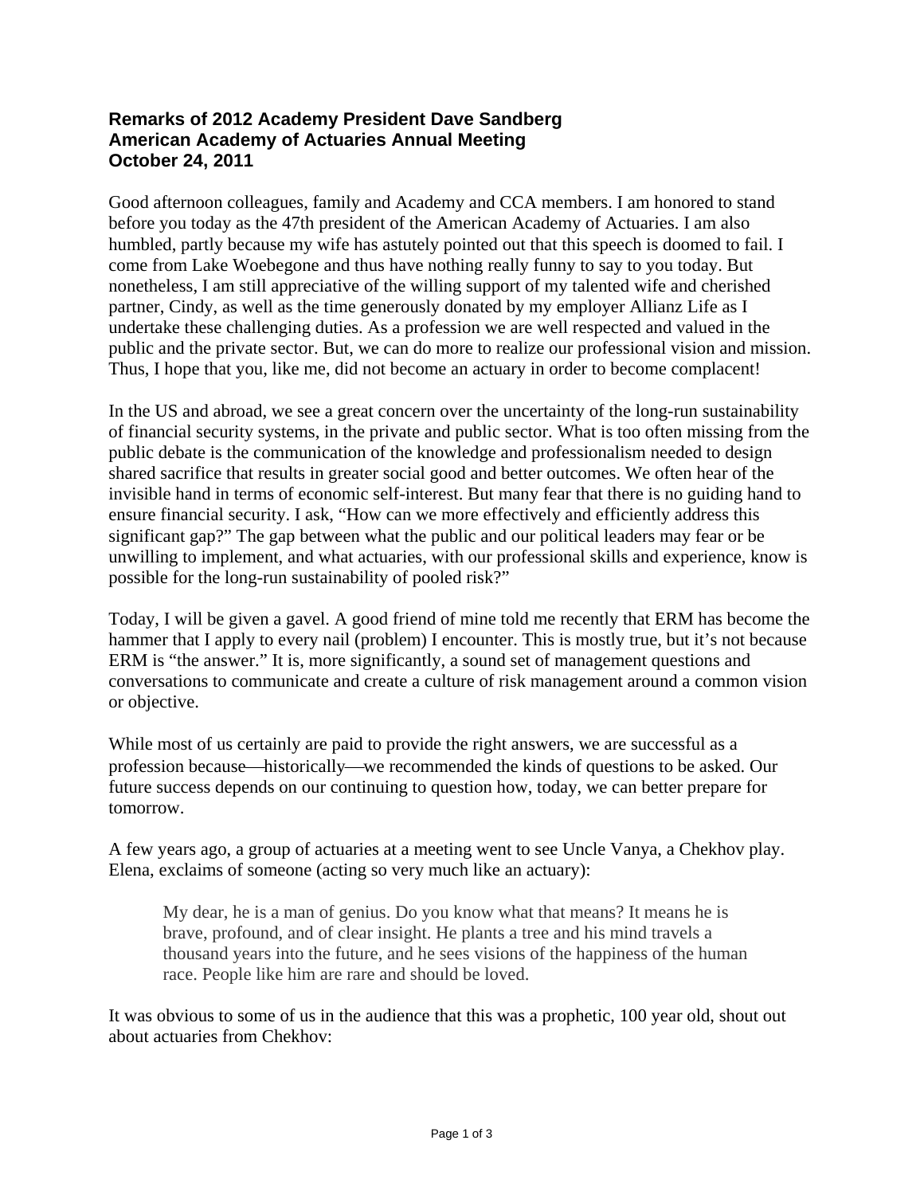**Remarks of 2012 Academy President Dave Sandberg**
**American Academy of Actuaries Annual Meeting**
**October 24, 2011**

Good afternoon colleagues, family and Academy and CCA members. I am honored to stand before you today as the 47th president of the American Academy of Actuaries. I am also humbled, partly because my wife has astutely pointed out that this speech is doomed to fail. I come from Lake Woebegone and thus have nothing really funny to say to you today. But nonetheless, I am still appreciative of the willing support of my talented wife and cherished partner, Cindy, as well as the time generously donated by my employer Allianz Life as I undertake these challenging duties. As a profession we are well respected and valued in the public and the private sector. But, we can do more to realize our professional vision and mission. Thus, I hope that you, like me, did not become an actuary in order to become complacent!

In the US and abroad, we see a great concern over the uncertainty of the long-run sustainability of financial security systems, in the private and public sector. What is too often missing from the public debate is the communication of the knowledge and professionalism needed to design shared sacrifice that results in greater social good and better outcomes. We often hear of the invisible hand in terms of economic self-interest. But many fear that there is no guiding hand to ensure financial security. I ask, "How can we more effectively and efficiently address this significant gap?" The gap between what the public and our political leaders may fear or be unwilling to implement, and what actuaries, with our professional skills and experience, know is possible for the long-run sustainability of pooled risk?"

Today, I will be given a gavel. A good friend of mine told me recently that ERM has become the hammer that I apply to every nail (problem) I encounter. This is mostly true, but it's not because ERM is "the answer." It is, more significantly, a sound set of management questions and conversations to communicate and create a culture of risk management around a common vision or objective.

While most of us certainly are paid to provide the right answers, we are successful as a profession because—historically—we recommended the kinds of questions to be asked. Our future success depends on our continuing to question how, today, we can better prepare for tomorrow.

A few years ago, a group of actuaries at a meeting went to see Uncle Vanya, a Chekhov play. Elena, exclaims of someone (acting so very much like an actuary):

> My dear, he is a man of genius. Do you know what that means? It means he is brave, profound, and of clear insight. He plants a tree and his mind travels a thousand years into the future, and he sees visions of the happiness of the human race. People like him are rare and should be loved.

It was obvious to some of us in the audience that this was a prophetic, 100 year old, shout out about actuaries from Chekhov: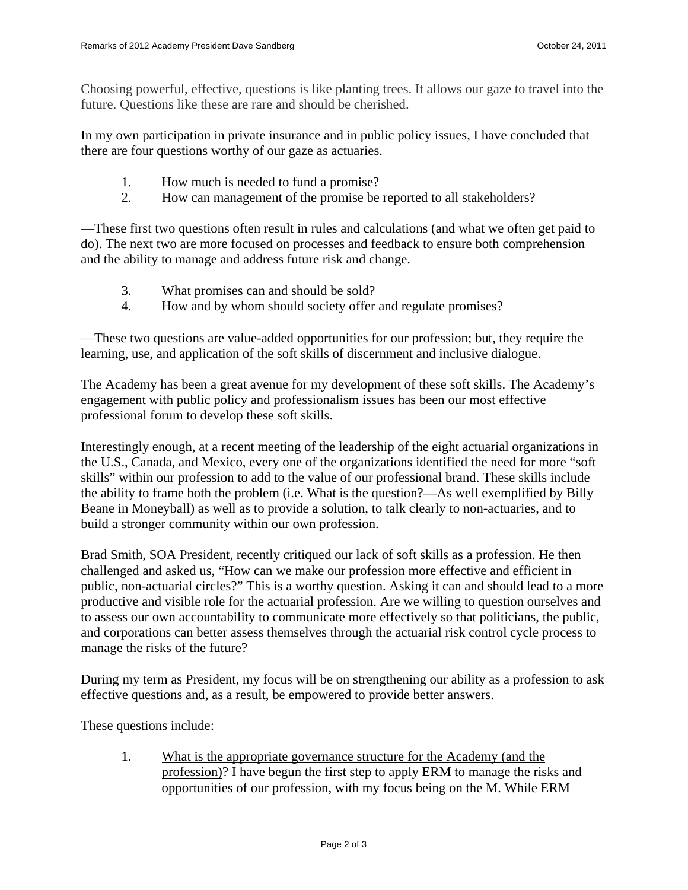Choosing powerful, effective, questions is like planting trees. It allows our gaze to travel into the future. Questions like these are rare and should be cherished.

In my own participation in private insurance and in public policy issues, I have concluded that there are four questions worthy of our gaze as actuaries.

1. How much is needed to fund a promise?
2. How can management of the promise be reported to all stakeholders?

—These first two questions often result in rules and calculations (and what we often get paid to do). The next two are more focused on processes and feedback to ensure both comprehension and the ability to manage and address future risk and change.

3. What promises can and should be sold?
4. How and by whom should society offer and regulate promises?

—These two questions are value-added opportunities for our profession; but, they require the learning, use, and application of the soft skills of discernment and inclusive dialogue.

The Academy has been a great avenue for my development of these soft skills. The Academy's engagement with public policy and professionalism issues has been our most effective professional forum to develop these soft skills.

Interestingly enough, at a recent meeting of the leadership of the eight actuarial organizations in the U.S., Canada, and Mexico, every one of the organizations identified the need for more "soft skills" within our profession to add to the value of our professional brand. These skills include the ability to frame both the problem (i.e. What is the question?—As well exemplified by Billy Beane in Moneyball) as well as to provide a solution, to talk clearly to non-actuaries, and to build a stronger community within our own profession.

Brad Smith, SOA President, recently critiqued our lack of soft skills as a profession. He then challenged and asked us, "How can we make our profession more effective and efficient in public, non-actuarial circles?" This is a worthy question. Asking it can and should lead to a more productive and visible role for the actuarial profession. Are we willing to question ourselves and to assess our own accountability to communicate more effectively so that politicians, the public, and corporations can better assess themselves through the actuarial risk control cycle process to manage the risks of the future?

During my term as President, my focus will be on strengthening our ability as a profession to ask effective questions and, as a result, be empowered to provide better answers.

These questions include:

1. <u>What is the appropriate governance structure for the Academy (and the profession)</u>? I have begun the first step to apply ERM to manage the risks and opportunities of our profession, with my focus being on the M. While ERM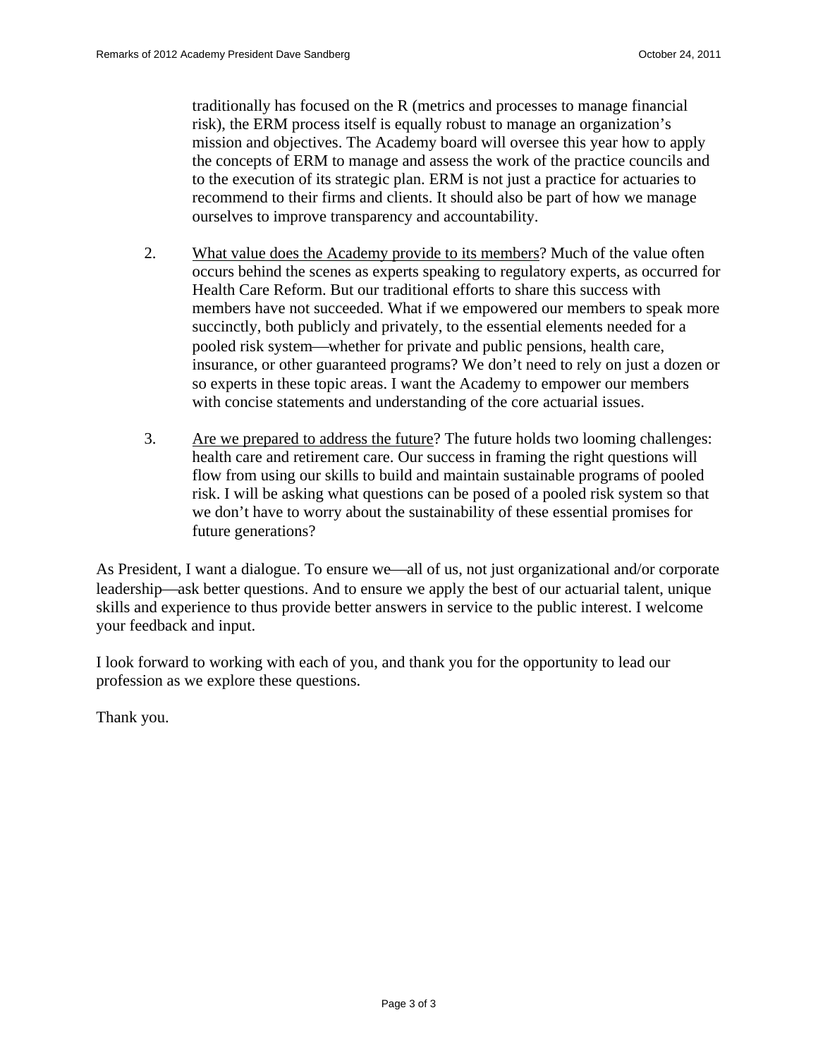traditionally has focused on the R (metrics and processes to manage financial risk), the ERM process itself is equally robust to manage an organization's mission and objectives. The Academy board will oversee this year how to apply the concepts of ERM to manage and assess the work of the practice councils and to the execution of its strategic plan. ERM is not just a practice for actuaries to recommend to their firms and clients. It should also be part of how we manage ourselves to improve transparency and accountability.

2. <u>What value does the Academy provide to its members</u>? Much of the value often occurs behind the scenes as experts speaking to regulatory experts, as occurred for Health Care Reform. But our traditional efforts to share this success with members have not succeeded. What if we empowered our members to speak more succinctly, both publicly and privately, to the essential elements needed for a pooled risk system—whether for private and public pensions, health care, insurance, or other guaranteed programs? We don't need to rely on just a dozen or so experts in these topic areas. I want the Academy to empower our members with concise statements and understanding of the core actuarial issues.

3. <u>Are we prepared to address the future</u>? The future holds two looming challenges: health care and retirement care. Our success in framing the right questions will flow from using our skills to build and maintain sustainable programs of pooled risk. I will be asking what questions can be posed of a pooled risk system so that we don't have to worry about the sustainability of these essential promises for future generations?

As President, I want a dialogue. To ensure we—all of us, not just organizational and/or corporate leadership—ask better questions. And to ensure we apply the best of our actuarial talent, unique skills and experience to thus provide better answers in service to the public interest. I welcome your feedback and input.

I look forward to working with each of you, and thank you for the opportunity to lead our profession as we explore these questions.

Thank you.